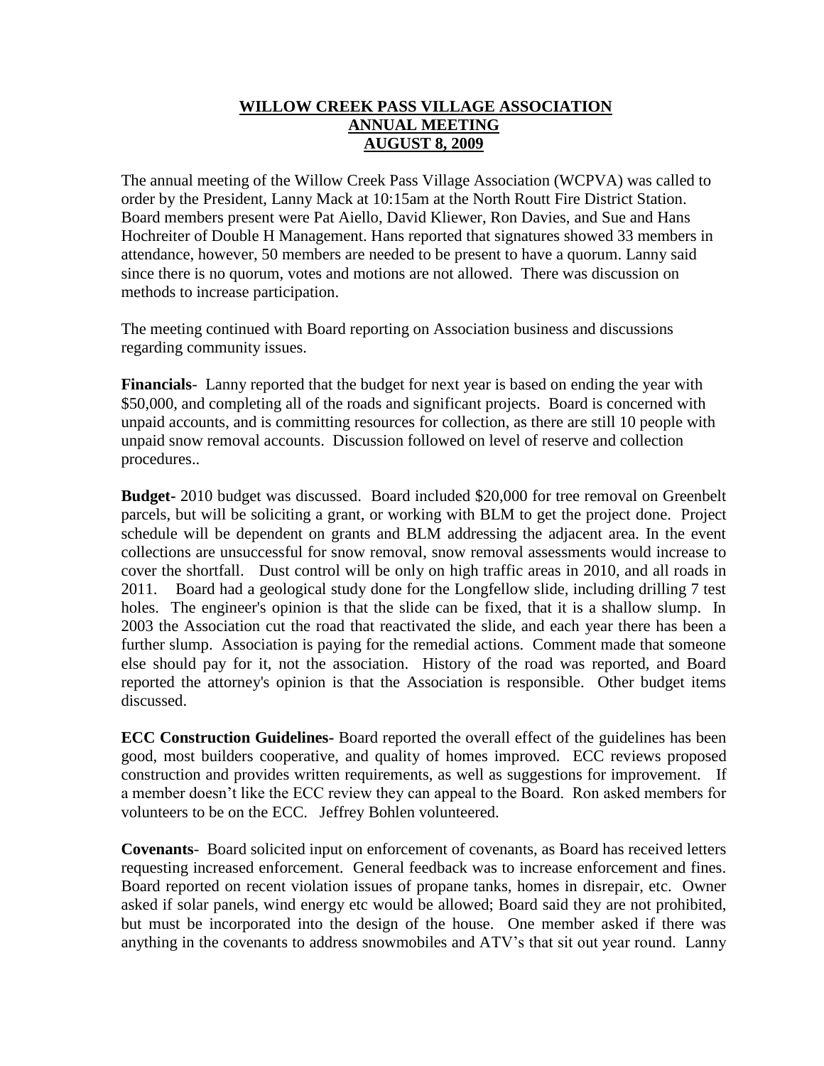# WILLOW CREEK PASS VILLAGE ASSOCIATION
# ANNUAL MEETING
# AUGUST 8, 2009

The annual meeting of the Willow Creek Pass Village Association (WCPVA) was called to order by the President, Lanny Mack at 10:15am at the North Routt Fire District Station. Board members present were Pat Aiello, David Kliewer, Ron Davies, and Sue and Hans Hochreiter of Double H Management. Hans reported that signatures showed 33 members in attendance, however, 50 members are needed to be present to have a quorum. Lanny said since there is no quorum, votes and motions are not allowed. There was discussion on methods to increase participation.

The meeting continued with Board reporting on Association business and discussions regarding community issues.

**Financials**- Lanny reported that the budget for next year is based on ending the year with $50,000, and completing all of the roads and significant projects. Board is concerned with unpaid accounts, and is committing resources for collection, as there are still 10 people with unpaid snow removal accounts. Discussion followed on level of reserve and collection procedures..

**Budget-** 2010 budget was discussed. Board included $20,000 for tree removal on Greenbelt parcels, but will be soliciting a grant, or working with BLM to get the project done. Project schedule will be dependent on grants and BLM addressing the adjacent area. In the event collections are unsuccessful for snow removal, snow removal assessments would increase to cover the shortfall. Dust control will be only on high traffic areas in 2010, and all roads in 2011. Board had a geological study done for the Longfellow slide, including drilling 7 test holes. The engineer's opinion is that the slide can be fixed, that it is a shallow slump. In 2003 the Association cut the road that reactivated the slide, and each year there has been a further slump. Association is paying for the remedial actions. Comment made that someone else should pay for it, not the association. History of the road was reported, and Board reported the attorney's opinion is that the Association is responsible. Other budget items discussed.

**ECC Construction Guidelines-** Board reported the overall effect of the guidelines has been good, most builders cooperative, and quality of homes improved. ECC reviews proposed construction and provides written requirements, as well as suggestions for improvement. If a member doesn't like the ECC review they can appeal to the Board. Ron asked members for volunteers to be on the ECC. Jeffrey Bohlen volunteered.

**Covenants**- Board solicited input on enforcement of covenants, as Board has received letters requesting increased enforcement. General feedback was to increase enforcement and fines. Board reported on recent violation issues of propane tanks, homes in disrepair, etc. Owner asked if solar panels, wind energy etc would be allowed; Board said they are not prohibited, but must be incorporated into the design of the house. One member asked if there was anything in the covenants to address snowmobiles and ATV's that sit out year round. Lanny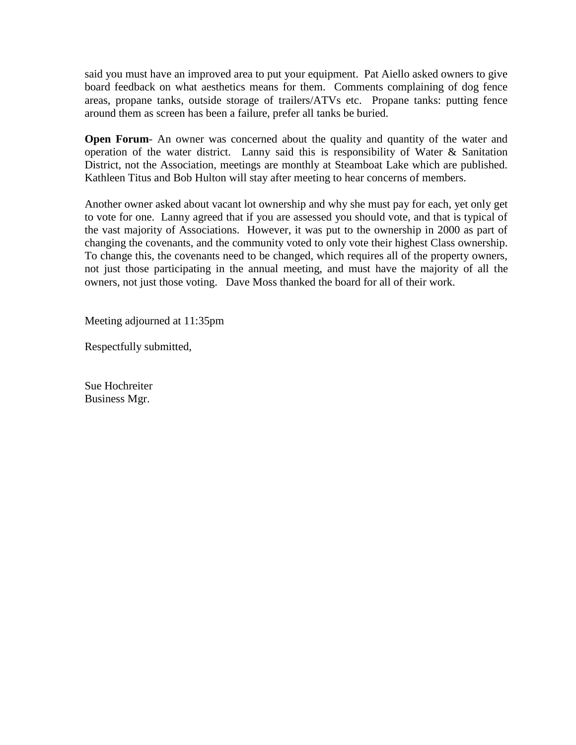said you must have an improved area to put your equipment. Pat Aiello asked owners to give board feedback on what aesthetics means for them. Comments complaining of dog fence areas, propane tanks, outside storage of trailers/ATVs etc. Propane tanks: putting fence around them as screen has been a failure, prefer all tanks be buried.

**Open Forum**- An owner was concerned about the quality and quantity of the water and operation of the water district. Lanny said this is responsibility of Water & Sanitation District, not the Association, meetings are monthly at Steamboat Lake which are published. Kathleen Titus and Bob Hulton will stay after meeting to hear concerns of members.

Another owner asked about vacant lot ownership and why she must pay for each, yet only get to vote for one. Lanny agreed that if you are assessed you should vote, and that is typical of the vast majority of Associations. However, it was put to the ownership in 2000 as part of changing the covenants, and the community voted to only vote their highest Class ownership. To change this, the covenants need to be changed, which requires all of the property owners, not just those participating in the annual meeting, and must have the majority of all the owners, not just those voting. Dave Moss thanked the board for all of their work.

Meeting adjourned at 11:35pm

Respectfully submitted,

Sue Hochreiter
Business Mgr.